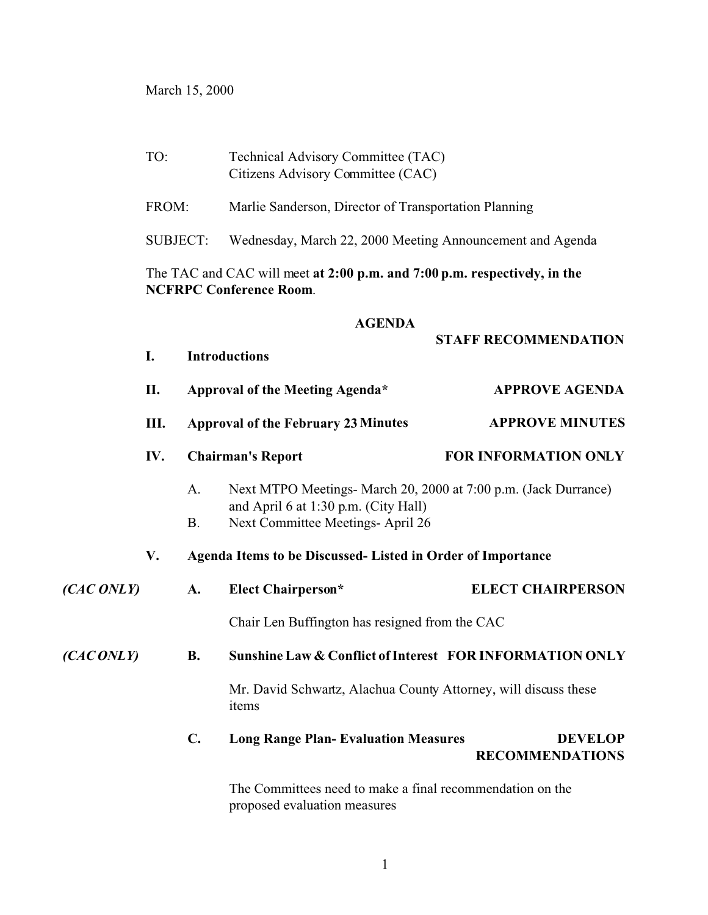March 15, 2000

TO: Technical Advisory Committee (TAC)
Citizens Advisory Committee (CAC)

FROM: Marlie Sanderson, Director of Transportation Planning

SUBJECT: Wednesday, March 22, 2000 Meeting Announcement and Agenda

The TAC and CAC will meet **at 2:00 p.m. and 7:00 p.m. respectively, in the NCFRPC Conference Room**.

## AGENDA

**STAFF RECOMMENDATION**

**I. Introductions**

**II. Approval of the Meeting Agenda*** — **APPROVE AGENDA**

**III. Approval of the February 23 Minutes** — **APPROVE MINUTES**

**IV. Chairman's Report** — **FOR INFORMATION ONLY**

- A. Next MTPO Meetings- March 20, 2000 at 7:00 p.m. (Jack Durrance) and April 6 at 1:30 p.m. (City Hall)
- B. Next Committee Meetings- April 26

**V. Agenda Items to be Discussed- Listed in Order of Importance**

*(CAC ONLY)* **A. Elect Chairperson*** — **ELECT CHAIRPERSON**

Chair Len Buffington has resigned from the CAC

*(CAC ONLY)* **B. Sunshine Law & Conflict of Interest** — **FOR INFORMATION ONLY**

Mr. David Schwartz, Alachua County Attorney, will discuss these items

**C. Long Range Plan- Evaluation Measures** — **DEVELOP RECOMMENDATIONS**

The Committees need to make a final recommendation on the proposed evaluation measures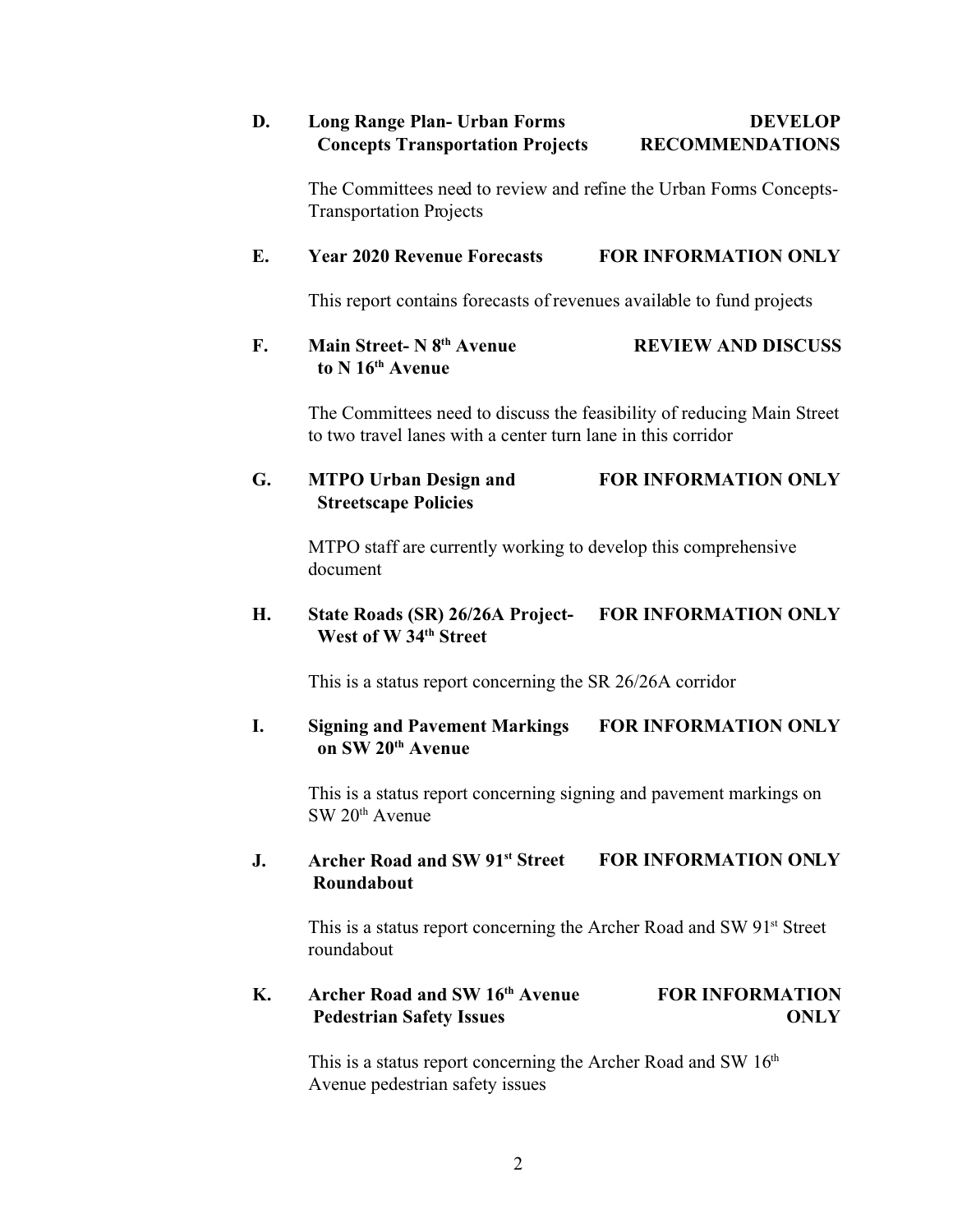**D. Long Range Plan- Urban Forms Concepts Transportation Projects** — **DEVELOP RECOMMENDATIONS**

The Committees need to review and refine the Urban Forms Concepts-Transportation Projects

**E. Year 2020 Revenue Forecasts** — **FOR INFORMATION ONLY**

This report contains forecasts of revenues available to fund projects

**F. Main Street- N 8th Avenue to N 16th Avenue** — **REVIEW AND DISCUSS**

The Committees need to discuss the feasibility of reducing Main Street to two travel lanes with a center turn lane in this corridor

**G. MTPO Urban Design and Streetscape Policies** — **FOR INFORMATION ONLY**

MTPO staff are currently working to develop this comprehensive document

**H. State Roads (SR) 26/26A Project- West of W 34th Street** — **FOR INFORMATION ONLY**

This is a status report concerning the SR 26/26A corridor

**I. Signing and Pavement Markings on SW 20th Avenue** — **FOR INFORMATION ONLY**

This is a status report concerning signing and pavement markings on SW 20th Avenue

**J. Archer Road and SW 91st Street Roundabout** — **FOR INFORMATION ONLY**

This is a status report concerning the Archer Road and SW 91st Street roundabout

**K. Archer Road and SW 16th Avenue Pedestrian Safety Issues** — **FOR INFORMATION ONLY**

This is a status report concerning the Archer Road and SW 16th Avenue pedestrian safety issues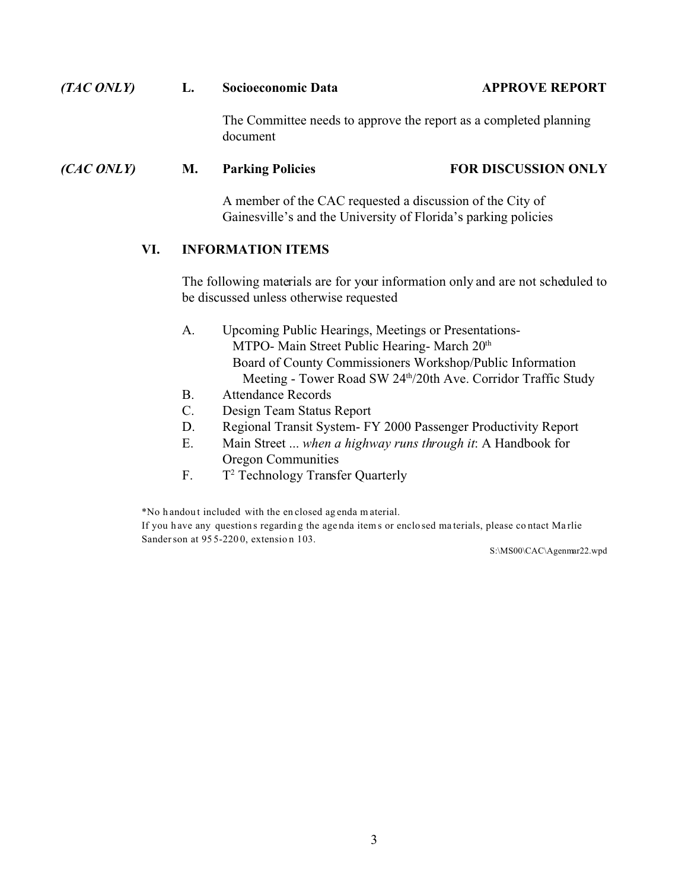***(TAC ONLY)*** **L. Socioeconomic Data** **APPROVE REPORT**

The Committee needs to approve the report as a completed planning document

***(CAC ONLY)*** **M. Parking Policies** **FOR DISCUSSION ONLY**

A member of the CAC requested a discussion of the City of Gainesville's and the University of Florida's parking policies

## VI. INFORMATION ITEMS

The following materials are for your information only and are not scheduled to be discussed unless otherwise requested

A. Upcoming Public Hearings, Meetings or Presentations-
   MTPO- Main Street Public Hearing- March 20th
   Board of County Commissioners Workshop/Public Information Meeting - Tower Road SW 24th/20th Ave. Corridor Traffic Study

B. Attendance Records

C. Design Team Status Report

D. Regional Transit System- FY 2000 Passenger Productivity Report

E. Main Street ... *when a highway runs through it*: A Handbook for Oregon Communities

F. $T^2$ Technology Transfer Quarterly

*No handout included with the enclosed agenda material.

If you have any questions regarding the agenda items or enclosed materials, please contact Marlie Sanderson at 955-2200, extension 103.

S:\MS00\CAC\Agenmar22.wpd